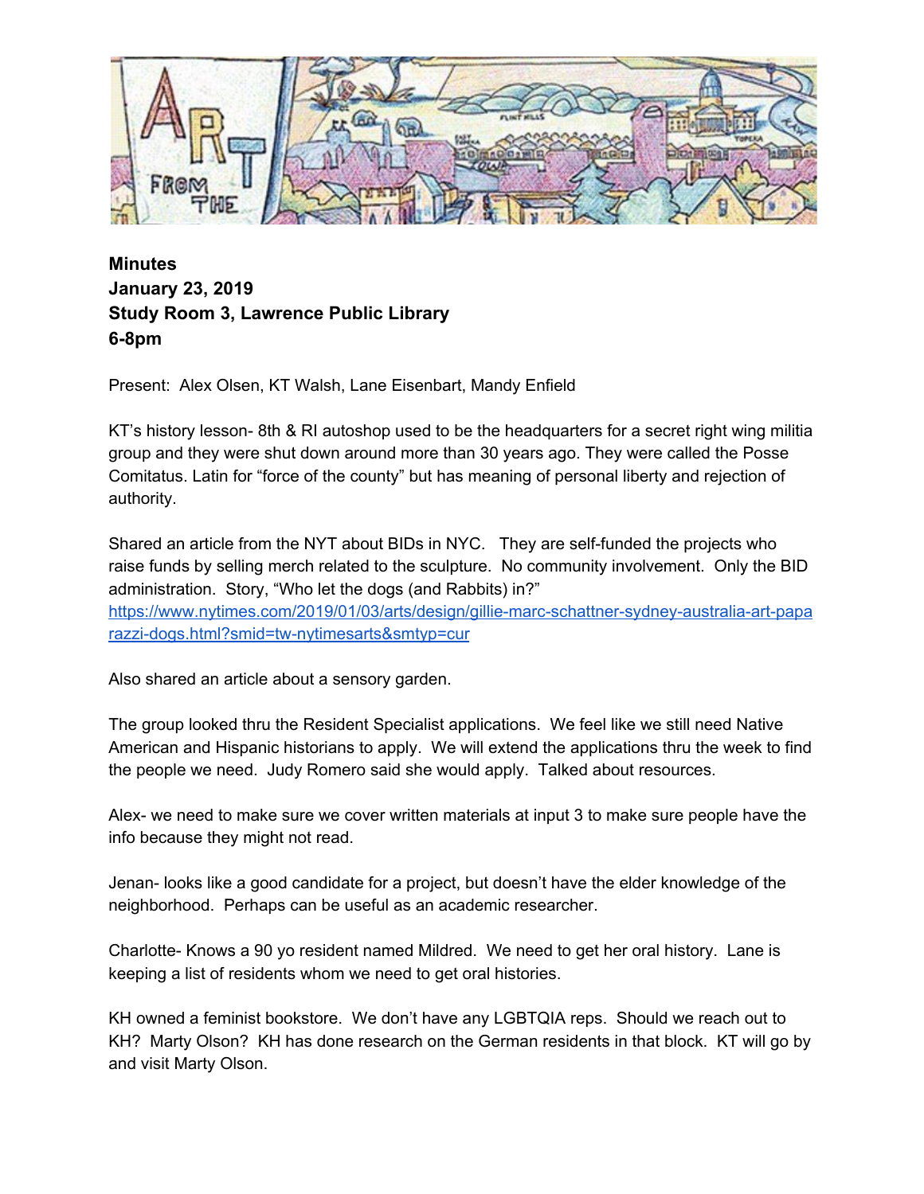**Minutes**
**January 23, 2019**
**Study Room 3, Lawrence Public Library**
**6-8pm**

Present: Alex Olsen, KT Walsh, Lane Eisenbart, Mandy Enfield

KT's history lesson- 8th & RI autoshop used to be the headquarters for a secret right wing militia group and they were shut down around more than 30 years ago. They were called the Posse Comitatus. Latin for "force of the county" but has meaning of personal liberty and rejection of authority.

Shared an article from the NYT about BIDs in NYC. They are self-funded the projects who raise funds by selling merch related to the sculpture. No community involvement. Only the BID administration. Story, "Who let the dogs (and Rabbits) in?"
https://www.nytimes.com/2019/01/03/arts/design/gillie-marc-schattner-sydney-australia-art-paparazzi-dogs.html?smid=tw-nytimesarts&smtyp=cur

Also shared an article about a sensory garden.

The group looked thru the Resident Specialist applications. We feel like we still need Native American and Hispanic historians to apply. We will extend the applications thru the week to find the people we need. Judy Romero said she would apply. Talked about resources.

Alex- we need to make sure we cover written materials at input 3 to make sure people have the info because they might not read.

Jenan- looks like a good candidate for a project, but doesn't have the elder knowledge of the neighborhood. Perhaps can be useful as an academic researcher.

Charlotte- Knows a 90 yo resident named Mildred. We need to get her oral history. Lane is keeping a list of residents whom we need to get oral histories.

KH owned a feminist bookstore. We don't have any LGBTQIA reps. Should we reach out to KH? Marty Olson? KH has done research on the German residents in that block. KT will go by and visit Marty Olson.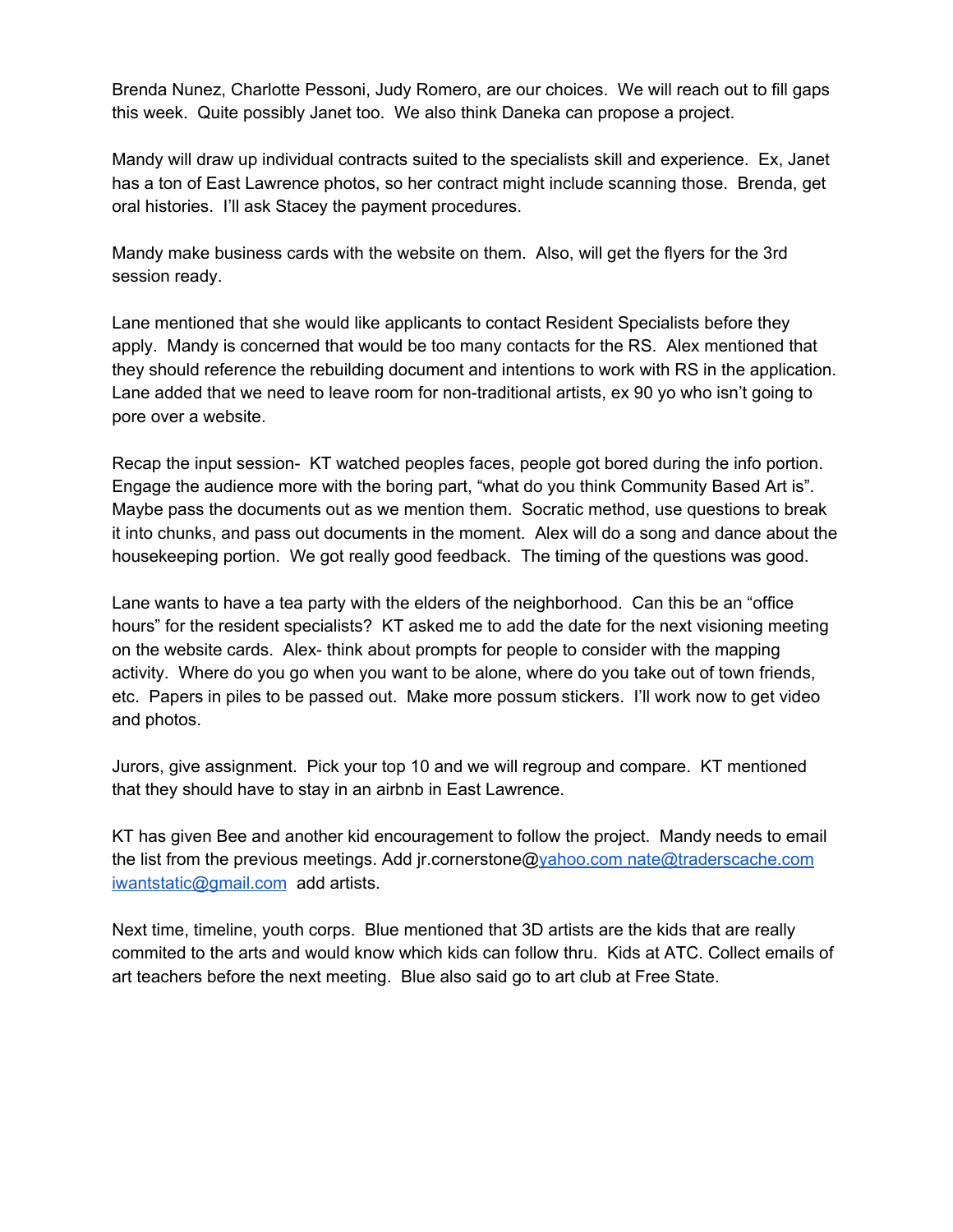Brenda Nunez, Charlotte Pessoni, Judy Romero, are our choices. We will reach out to fill gaps this week. Quite possibly Janet too. We also think Daneka can propose a project.

Mandy will draw up individual contracts suited to the specialists skill and experience. Ex, Janet has a ton of East Lawrence photos, so her contract might include scanning those. Brenda, get oral histories. I'll ask Stacey the payment procedures.

Mandy make business cards with the website on them. Also, will get the flyers for the 3rd session ready.

Lane mentioned that she would like applicants to contact Resident Specialists before they apply. Mandy is concerned that would be too many contacts for the RS. Alex mentioned that they should reference the rebuilding document and intentions to work with RS in the application. Lane added that we need to leave room for non-traditional artists, ex 90 yo who isn't going to pore over a website.

Recap the input session- KT watched peoples faces, people got bored during the info portion. Engage the audience more with the boring part, "what do you think Community Based Art is". Maybe pass the documents out as we mention them. Socratic method, use questions to break it into chunks, and pass out documents in the moment. Alex will do a song and dance about the housekeeping portion. We got really good feedback. The timing of the questions was good.

Lane wants to have a tea party with the elders of the neighborhood. Can this be an "office hours" for the resident specialists? KT asked me to add the date for the next visioning meeting on the website cards. Alex- think about prompts for people to consider with the mapping activity. Where do you go when you want to be alone, where do you take out of town friends, etc. Papers in piles to be passed out. Make more possum stickers. I'll work now to get video and photos.

Jurors, give assignment. Pick your top 10 and we will regroup and compare. KT mentioned that they should have to stay in an airbnb in East Lawrence.

KT has given Bee and another kid encouragement to follow the project. Mandy needs to email the list from the previous meetings. Add jr.cornerstone@yahoo.com nate@traderscache.com iwantstatic@gmail.com add artists.

Next time, timeline, youth corps. Blue mentioned that 3D artists are the kids that are really commited to the arts and would know which kids can follow thru. Kids at ATC. Collect emails of art teachers before the next meeting. Blue also said go to art club at Free State.